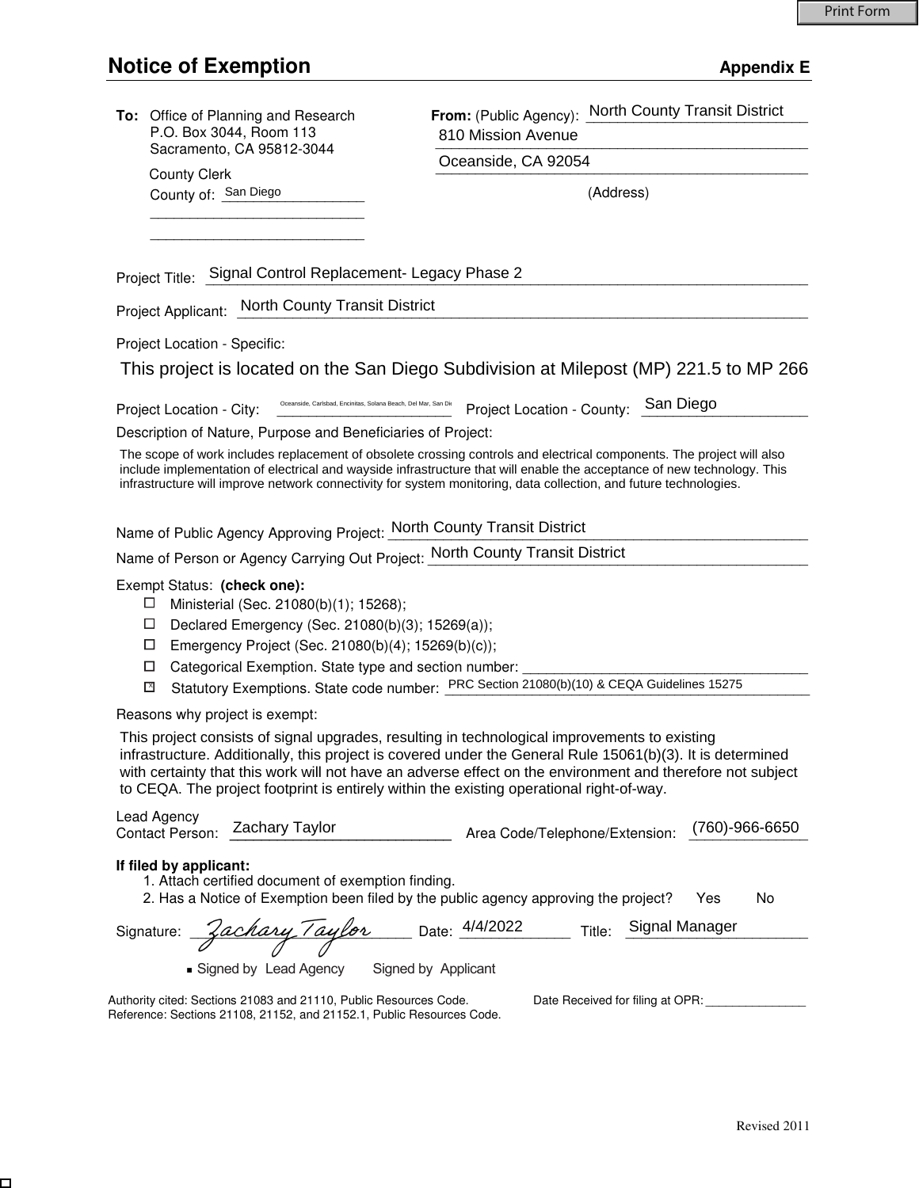Print Form

# Notice of Exemption

**Appendix E**

**To:** Office of Planning and Research
P.O. Box 3044, Room 113
Sacramento, CA 95812-3044

County Clerk
County of: San Diego

**From:** (Public Agency): North County Transit District
810 Mission Avenue
Oceanside, CA 92054
(Address)

Project Title: Signal Control Replacement- Legacy Phase 2

Project Applicant: North County Transit District

Project Location - Specific:

This project is located on the San Diego Subdivision at Milepost (MP) 221.5 to MP 266

Project Location - City: Oceanside, Carlsbad, Encinitas, Solana Beach, Del Mar, San Die    Project Location - County: San Diego

Description of Nature, Purpose and Beneficiaries of Project:

The scope of work includes replacement of obsolete crossing controls and electrical components. The project will also include implementation of electrical and wayside infrastructure that will enable the acceptance of new technology. This infrastructure will improve network connectivity for system monitoring, data collection, and future technologies.

Name of Public Agency Approving Project: North County Transit District

Name of Person or Agency Carrying Out Project: North County Transit District

Exempt Status: **(check one):**

- ☐ Ministerial (Sec. 21080(b)(1); 15268);
- ☐ Declared Emergency (Sec. 21080(b)(3); 15269(a));
- ☐ Emergency Project (Sec. 21080(b)(4); 15269(b)(c));
- ☐ Categorical Exemption. State type and section number: ______
- ☒ Statutory Exemptions. State code number: PRC Section 21080(b)(10) & CEQA Guidelines 15275

Reasons why project is exempt:

This project consists of signal upgrades, resulting in technological improvements to existing infrastructure. Additionally, this project is covered under the General Rule 15061(b)(3). It is determined with certainty that this work will not have an adverse effect on the environment and therefore not subject to CEQA. The project footprint is entirely within the existing operational right-of-way.

Lead Agency
Contact Person: Zachary Taylor    Area Code/Telephone/Extension: (760)-966-6650

**If filed by applicant:**

1. Attach certified document of exemption finding.
2. Has a Notice of Exemption been filed by the public agency approving the project? Yes No

Signature: Zachary Taylor    Date: 4/4/2022    Title: Signal Manager

■ Signed by Lead Agency    Signed by Applicant

Authority cited: Sections 21083 and 21110, Public Resources Code.
Reference: Sections 21108, 21152, and 21152.1, Public Resources Code.

Date Received for filing at OPR: ______

Revised 2011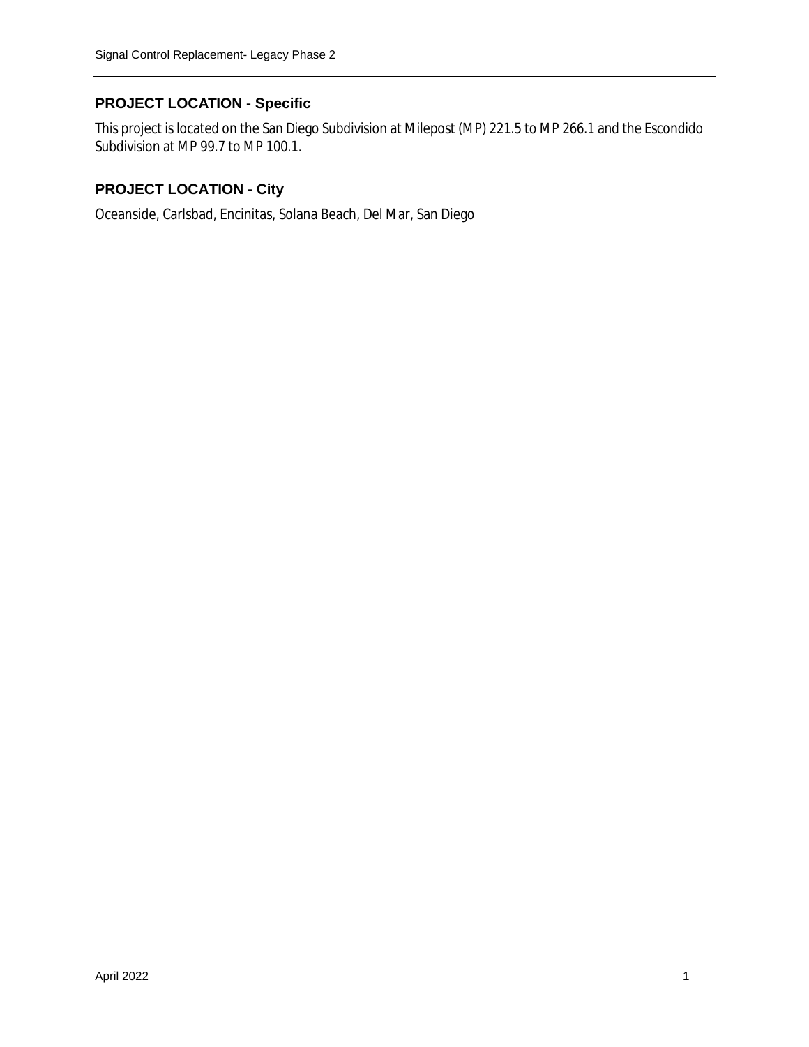## PROJECT LOCATION - Specific

This project is located on the San Diego Subdivision at Milepost (MP) 221.5 to MP 266.1 and the Escondido Subdivision at MP 99.7 to MP 100.1.

## PROJECT LOCATION - City

Oceanside, Carlsbad, Encinitas, Solana Beach, Del Mar, San Diego